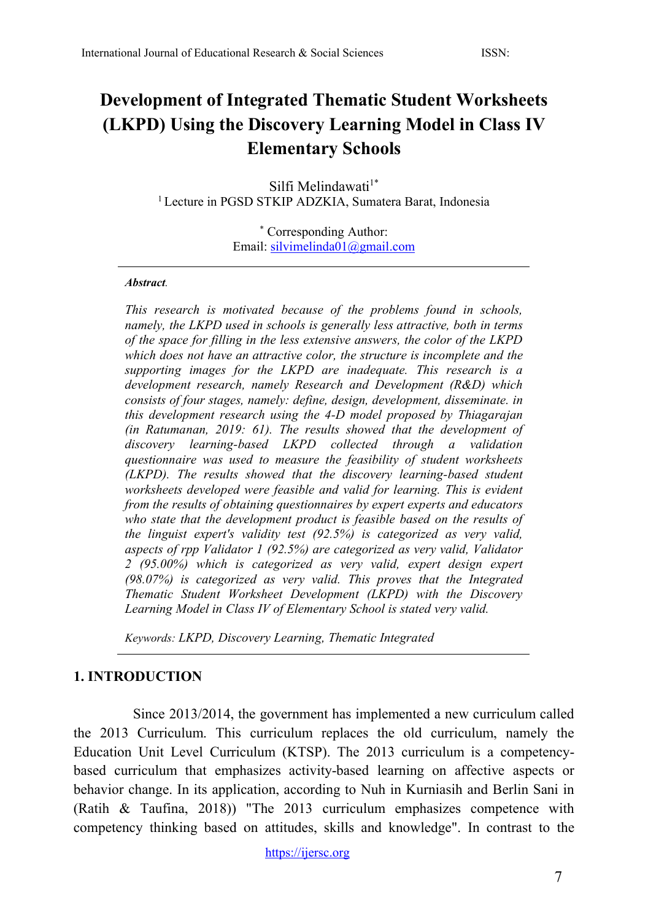# Development of Integrated Thematic Student Worksheets (LKPD) Using the Discovery Learning Model in Class IV Elementary Schools

Silfi Melindawati[1*]

[1] Lecture in PGSD STKIP ADZKIA, Sumatera Barat, Indonesia

[*] Corresponding Author:
Email: silvimelinda01@gmail.com

***Abstract.***

*This research is motivated because of the problems found in schools, namely, the LKPD used in schools is generally less attractive, both in terms of the space for filling in the less extensive answers, the color of the LKPD which does not have an attractive color, the structure is incomplete and the supporting images for the LKPD are inadequate. This research is a development research, namely Research and Development (R&D) which consists of four stages, namely: define, design, development, disseminate. in this development research using the 4-D model proposed by Thiagarajan (in Ratumanan, 2019: 61). The results showed that the development of discovery learning-based LKPD collected through a validation questionnaire was used to measure the feasibility of student worksheets (LKPD). The results showed that the discovery learning-based student worksheets developed were feasible and valid for learning. This is evident from the results of obtaining questionnaires by expert experts and educators who state that the development product is feasible based on the results of the linguist expert's validity test (92.5%) is categorized as very valid, aspects of rpp Validator 1 (92.5%) are categorized as very valid, Validator 2 (95.00%) which is categorized as very valid, expert design expert (98.07%) is categorized as very valid. This proves that the Integrated Thematic Student Worksheet Development (LKPD) with the Discovery Learning Model in Class IV of Elementary School is stated very valid.*

*Keywords: LKPD, Discovery Learning, Thematic Integrated*

## 1. INTRODUCTION

Since 2013/2014, the government has implemented a new curriculum called the 2013 Curriculum. This curriculum replaces the old curriculum, namely the Education Unit Level Curriculum (KTSP). The 2013 curriculum is a competency-based curriculum that emphasizes activity-based learning on affective aspects or behavior change. In its application, according to Nuh in Kurniasih and Berlin Sani in (Ratih & Taufina, 2018)) "The 2013 curriculum emphasizes competence with competency thinking based on attitudes, skills and knowledge". In contrast to the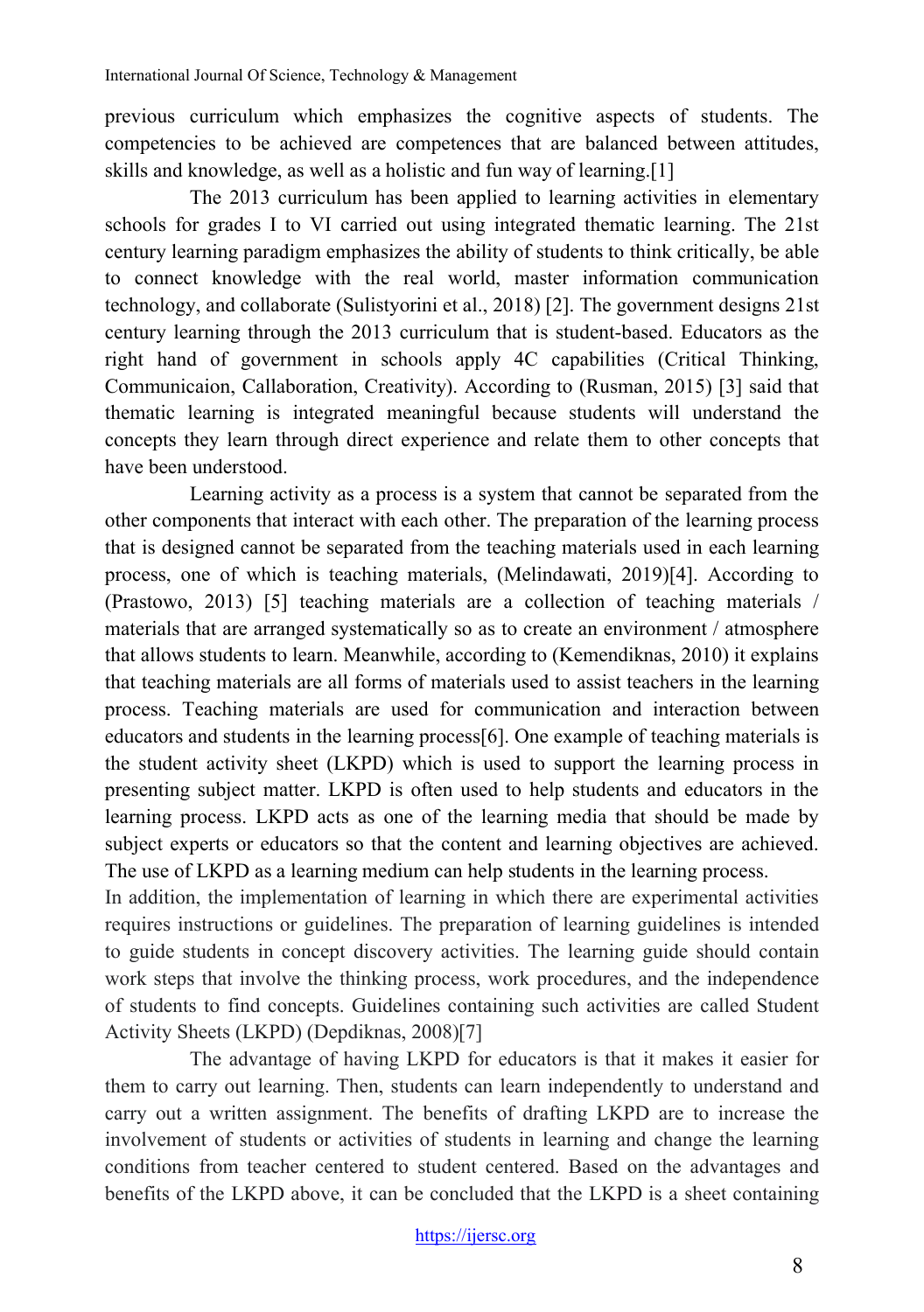previous curriculum which emphasizes the cognitive aspects of students. The competencies to be achieved are competences that are balanced between attitudes, skills and knowledge, as well as a holistic and fun way of learning.[1]

The 2013 curriculum has been applied to learning activities in elementary schools for grades I to VI carried out using integrated thematic learning. The 21st century learning paradigm emphasizes the ability of students to think critically, be able to connect knowledge with the real world, master information communication technology, and collaborate (Sulistyorini et al., 2018) [2]. The government designs 21st century learning through the 2013 curriculum that is student-based. Educators as the right hand of government in schools apply 4C capabilities (Critical Thinking, Communicaion, Callaboration, Creativity). According to (Rusman, 2015) [3] said that thematic learning is integrated meaningful because students will understand the concepts they learn through direct experience and relate them to other concepts that have been understood.

Learning activity as a process is a system that cannot be separated from the other components that interact with each other. The preparation of the learning process that is designed cannot be separated from the teaching materials used in each learning process, one of which is teaching materials, (Melindawati, 2019)[4]. According to (Prastowo, 2013) [5] teaching materials are a collection of teaching materials / materials that are arranged systematically so as to create an environment / atmosphere that allows students to learn. Meanwhile, according to (Kemendiknas, 2010) it explains that teaching materials are all forms of materials used to assist teachers in the learning process. Teaching materials are used for communication and interaction between educators and students in the learning process[6]. One example of teaching materials is the student activity sheet (LKPD) which is used to support the learning process in presenting subject matter. LKPD is often used to help students and educators in the learning process. LKPD acts as one of the learning media that should be made by subject experts or educators so that the content and learning objectives are achieved. The use of LKPD as a learning medium can help students in the learning process.

In addition, the implementation of learning in which there are experimental activities requires instructions or guidelines. The preparation of learning guidelines is intended to guide students in concept discovery activities. The learning guide should contain work steps that involve the thinking process, work procedures, and the independence of students to find concepts. Guidelines containing such activities are called Student Activity Sheets (LKPD) (Depdiknas, 2008)[7]

The advantage of having LKPD for educators is that it makes it easier for them to carry out learning. Then, students can learn independently to understand and carry out a written assignment. The benefits of drafting LKPD are to increase the involvement of students or activities of students in learning and change the learning conditions from teacher centered to student centered. Based on the advantages and benefits of the LKPD above, it can be concluded that the LKPD is a sheet containing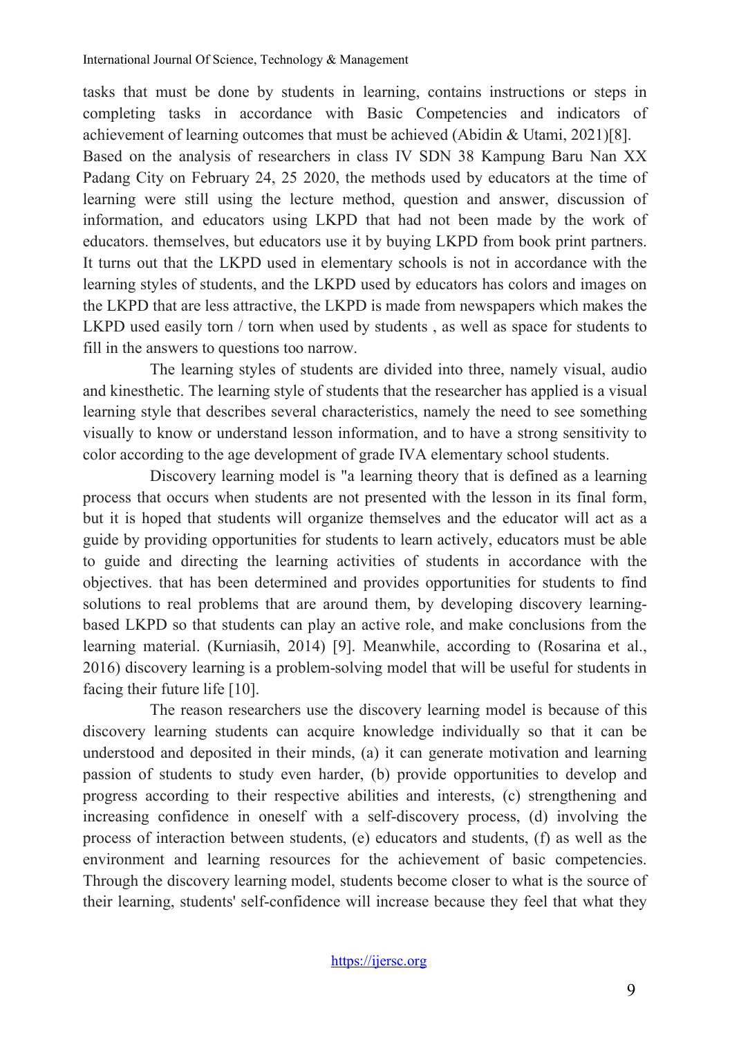tasks that must be done by students in learning, contains instructions or steps in completing tasks in accordance with Basic Competencies and indicators of achievement of learning outcomes that must be achieved (Abidin & Utami, 2021)[8].
Based on the analysis of researchers in class IV SDN 38 Kampung Baru Nan XX Padang City on February 24, 25 2020, the methods used by educators at the time of learning were still using the lecture method, question and answer, discussion of information, and educators using LKPD that had not been made by the work of educators. themselves, but educators use it by buying LKPD from book print partners. It turns out that the LKPD used in elementary schools is not in accordance with the learning styles of students, and the LKPD used by educators has colors and images on the LKPD that are less attractive, the LKPD is made from newspapers which makes the LKPD used easily torn / torn when used by students , as well as space for students to fill in the answers to questions too narrow.

The learning styles of students are divided into three, namely visual, audio and kinesthetic. The learning style of students that the researcher has applied is a visual learning style that describes several characteristics, namely the need to see something visually to know or understand lesson information, and to have a strong sensitivity to color according to the age development of grade IVA elementary school students.

Discovery learning model is "a learning theory that is defined as a learning process that occurs when students are not presented with the lesson in its final form, but it is hoped that students will organize themselves and the educator will act as a guide by providing opportunities for students to learn actively, educators must be able to guide and directing the learning activities of students in accordance with the objectives. that has been determined and provides opportunities for students to find solutions to real problems that are around them, by developing discovery learning-based LKPD so that students can play an active role, and make conclusions from the learning material. (Kurniasih, 2014) [9]. Meanwhile, according to (Rosarina et al., 2016) discovery learning is a problem-solving model that will be useful for students in facing their future life [10].

The reason researchers use the discovery learning model is because of this discovery learning students can acquire knowledge individually so that it can be understood and deposited in their minds, (a) it can generate motivation and learning passion of students to study even harder, (b) provide opportunities to develop and progress according to their respective abilities and interests, (c) strengthening and increasing confidence in oneself with a self-discovery process, (d) involving the process of interaction between students, (e) educators and students, (f) as well as the environment and learning resources for the achievement of basic competencies. Through the discovery learning model, students become closer to what is the source of their learning, students' self-confidence will increase because they feel that what they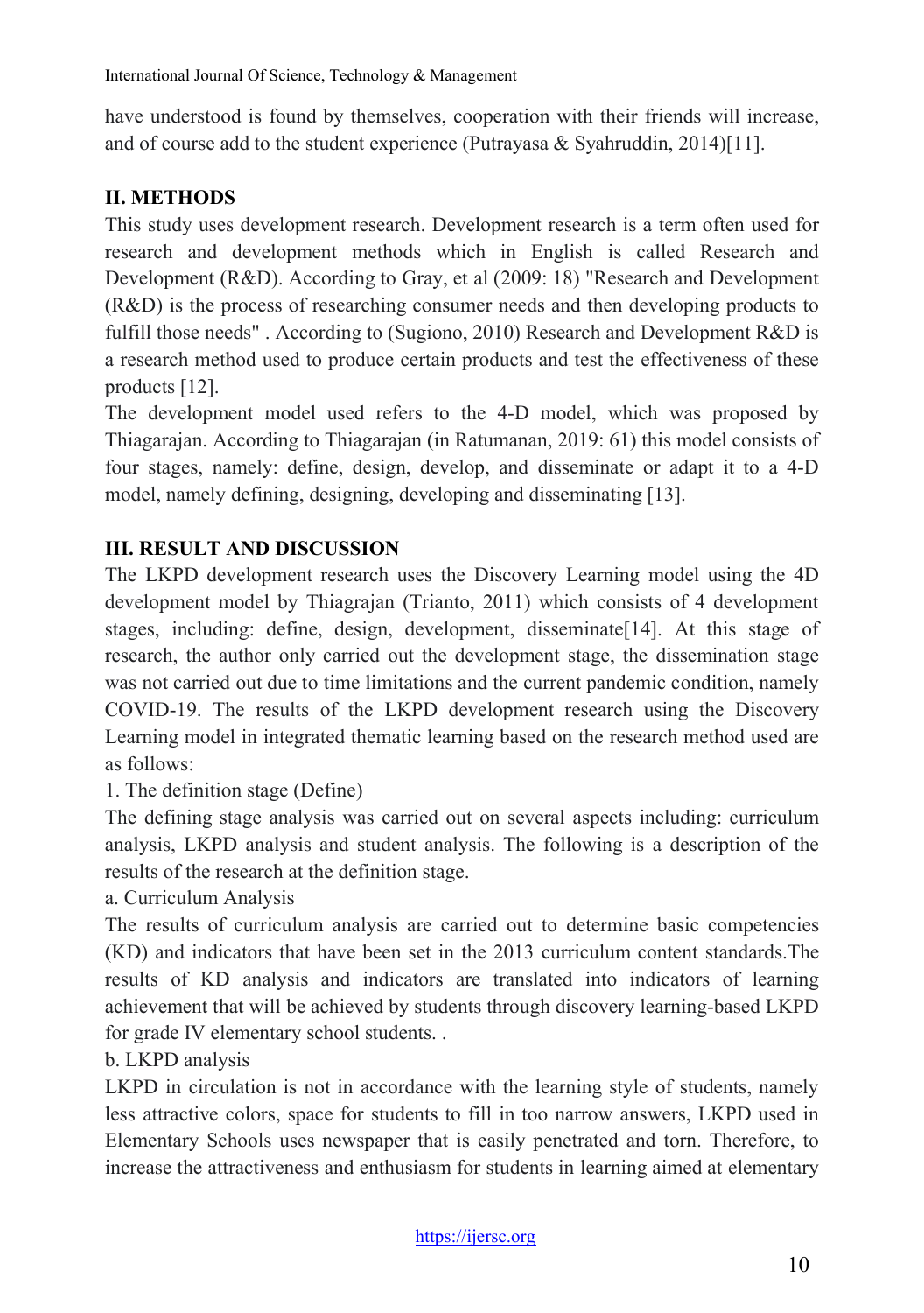have understood is found by themselves, cooperation with their friends will increase, and of course add to the student experience (Putrayasa & Syahruddin, 2014)[11].

## II. METHODS

This study uses development research. Development research is a term often used for research and development methods which in English is called Research and Development (R&D). According to Gray, et al (2009: 18) "Research and Development (R&D) is the process of researching consumer needs and then developing products to fulfill those needs" . According to (Sugiono, 2010) Research and Development R&D is a research method used to produce certain products and test the effectiveness of these products [12].

The development model used refers to the 4-D model, which was proposed by Thiagarajan. According to Thiagarajan (in Ratumanan, 2019: 61) this model consists of four stages, namely: define, design, develop, and disseminate or adapt it to a 4-D model, namely defining, designing, developing and disseminating [13].

## III. RESULT AND DISCUSSION

The LKPD development research uses the Discovery Learning model using the 4D development model by Thiagrajan (Trianto, 2011) which consists of 4 development stages, including: define, design, development, disseminate[14]. At this stage of research, the author only carried out the development stage, the dissemination stage was not carried out due to time limitations and the current pandemic condition, namely COVID-19. The results of the LKPD development research using the Discovery Learning model in integrated thematic learning based on the research method used are as follows:

1. The definition stage (Define)

The defining stage analysis was carried out on several aspects including: curriculum analysis, LKPD analysis and student analysis. The following is a description of the results of the research at the definition stage.

a. Curriculum Analysis

The results of curriculum analysis are carried out to determine basic competencies (KD) and indicators that have been set in the 2013 curriculum content standards.The results of KD analysis and indicators are translated into indicators of learning achievement that will be achieved by students through discovery learning-based LKPD for grade IV elementary school students. .

b. LKPD analysis

LKPD in circulation is not in accordance with the learning style of students, namely less attractive colors, space for students to fill in too narrow answers, LKPD used in Elementary Schools uses newspaper that is easily penetrated and torn. Therefore, to increase the attractiveness and enthusiasm for students in learning aimed at elementary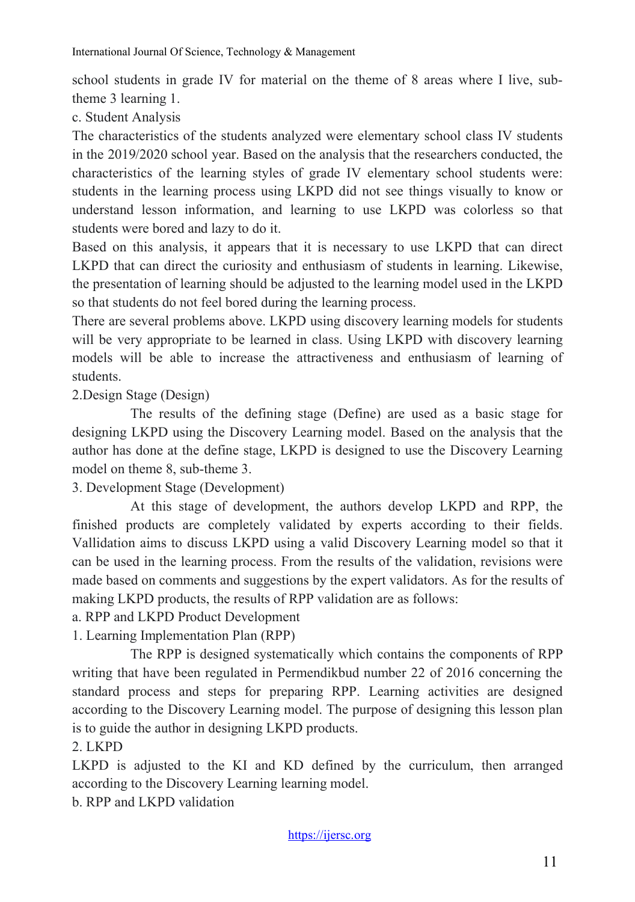school students in grade IV for material on the theme of 8 areas where I live, sub-theme 3 learning 1.

c. Student Analysis

The characteristics of the students analyzed were elementary school class IV students in the 2019/2020 school year. Based on the analysis that the researchers conducted, the characteristics of the learning styles of grade IV elementary school students were: students in the learning process using LKPD did not see things visually to know or understand lesson information, and learning to use LKPD was colorless so that students were bored and lazy to do it.

Based on this analysis, it appears that it is necessary to use LKPD that can direct LKPD that can direct the curiosity and enthusiasm of students in learning. Likewise, the presentation of learning should be adjusted to the learning model used in the LKPD so that students do not feel bored during the learning process.

There are several problems above. LKPD using discovery learning models for students will be very appropriate to be learned in class. Using LKPD with discovery learning models will be able to increase the attractiveness and enthusiasm of learning of students.

2.Design Stage (Design)

The results of the defining stage (Define) are used as a basic stage for designing LKPD using the Discovery Learning model. Based on the analysis that the author has done at the define stage, LKPD is designed to use the Discovery Learning model on theme 8, sub-theme 3.

3. Development Stage (Development)

At this stage of development, the authors develop LKPD and RPP, the finished products are completely validated by experts according to their fields. Vallidation aims to discuss LKPD using a valid Discovery Learning model so that it can be used in the learning process. From the results of the validation, revisions were made based on comments and suggestions by the expert validators. As for the results of making LKPD products, the results of RPP validation are as follows:

a. RPP and LKPD Product Development

1. Learning Implementation Plan (RPP)

The RPP is designed systematically which contains the components of RPP writing that have been regulated in Permendikbud number 22 of 2016 concerning the standard process and steps for preparing RPP. Learning activities are designed according to the Discovery Learning model. The purpose of designing this lesson plan is to guide the author in designing LKPD products.

2. LKPD

LKPD is adjusted to the KI and KD defined by the curriculum, then arranged according to the Discovery Learning learning model.

b. RPP and LKPD validation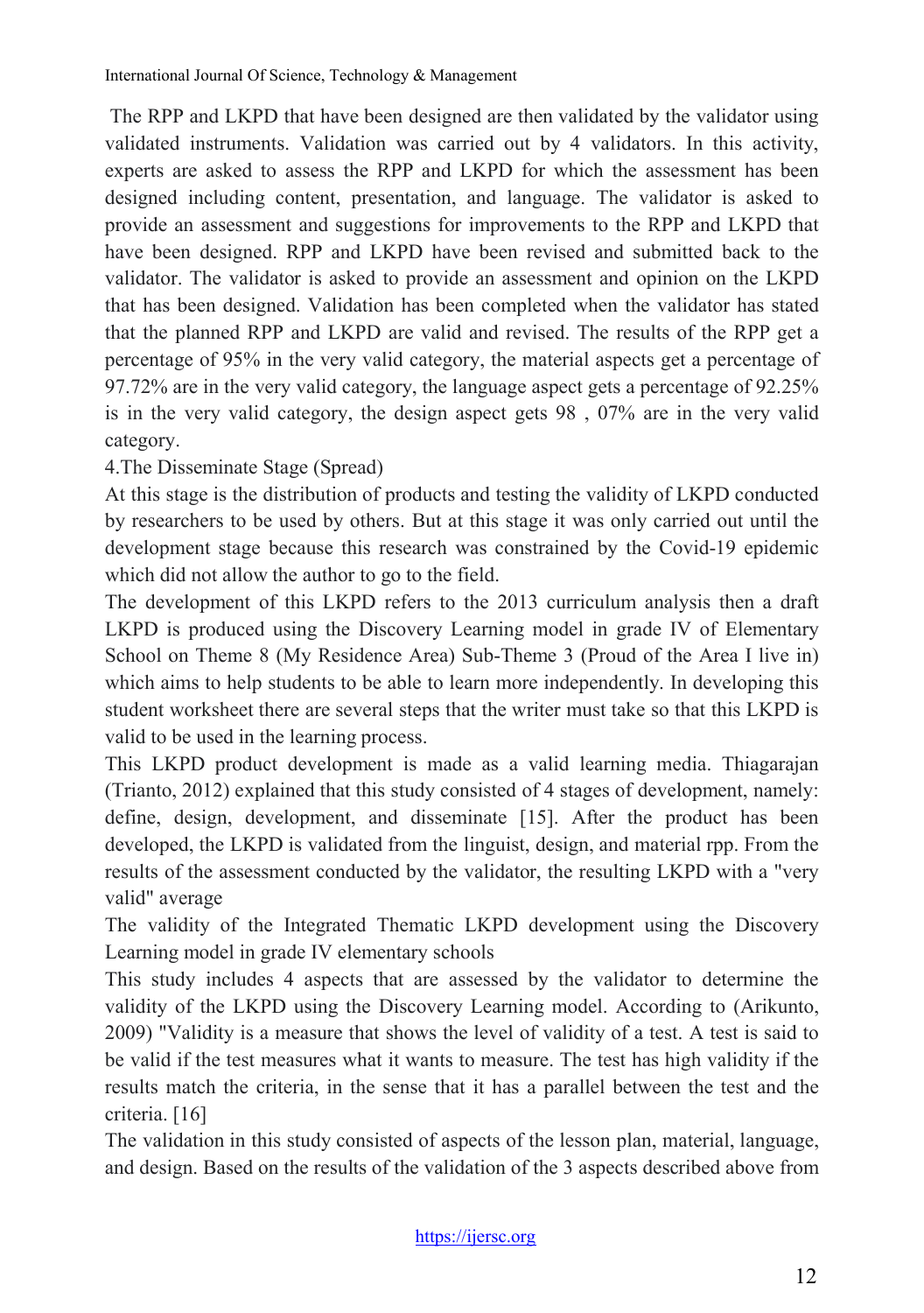The RPP and LKPD that have been designed are then validated by the validator using validated instruments. Validation was carried out by 4 validators. In this activity, experts are asked to assess the RPP and LKPD for which the assessment has been designed including content, presentation, and language. The validator is asked to provide an assessment and suggestions for improvements to the RPP and LKPD that have been designed. RPP and LKPD have been revised and submitted back to the validator. The validator is asked to provide an assessment and opinion on the LKPD that has been designed. Validation has been completed when the validator has stated that the planned RPP and LKPD are valid and revised. The results of the RPP get a percentage of 95% in the very valid category, the material aspects get a percentage of 97.72% are in the very valid category, the language aspect gets a percentage of 92.25% is in the very valid category, the design aspect gets 98 , 07% are in the very valid category.

4.The Disseminate Stage (Spread)

At this stage is the distribution of products and testing the validity of LKPD conducted by researchers to be used by others. But at this stage it was only carried out until the development stage because this research was constrained by the Covid-19 epidemic which did not allow the author to go to the field.

The development of this LKPD refers to the 2013 curriculum analysis then a draft LKPD is produced using the Discovery Learning model in grade IV of Elementary School on Theme 8 (My Residence Area) Sub-Theme 3 (Proud of the Area I live in) which aims to help students to be able to learn more independently. In developing this student worksheet there are several steps that the writer must take so that this LKPD is valid to be used in the learning process.

This LKPD product development is made as a valid learning media. Thiagarajan (Trianto, 2012) explained that this study consisted of 4 stages of development, namely: define, design, development, and disseminate [15]. After the product has been developed, the LKPD is validated from the linguist, design, and material rpp. From the results of the assessment conducted by the validator, the resulting LKPD with a "very valid" average

The validity of the Integrated Thematic LKPD development using the Discovery Learning model in grade IV elementary schools

This study includes 4 aspects that are assessed by the validator to determine the validity of the LKPD using the Discovery Learning model. According to (Arikunto, 2009) "Validity is a measure that shows the level of validity of a test. A test is said to be valid if the test measures what it wants to measure. The test has high validity if the results match the criteria, in the sense that it has a parallel between the test and the criteria. [16]

The validation in this study consisted of aspects of the lesson plan, material, language, and design. Based on the results of the validation of the 3 aspects described above from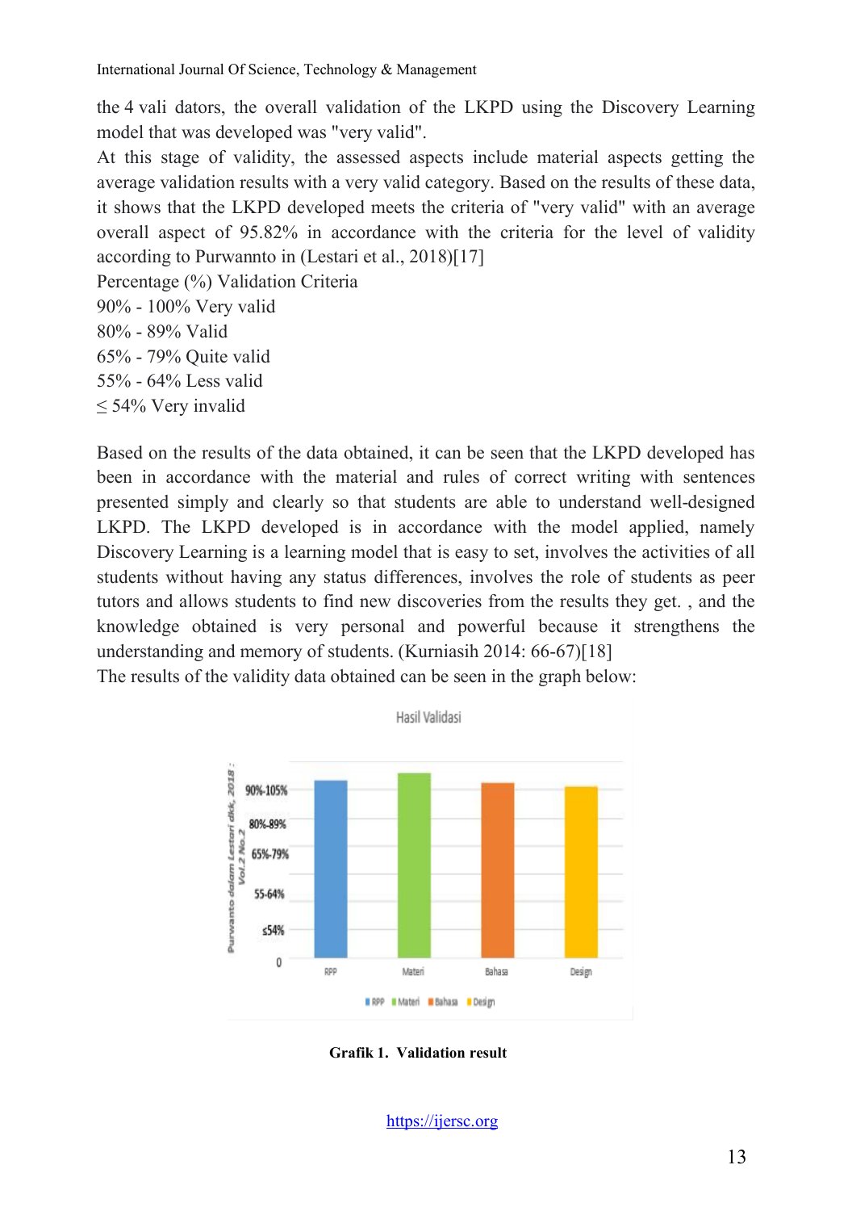the 4 vali dators, the overall validation of the LKPD using the Discovery Learning model that was developed was "very valid".

At this stage of validity, the assessed aspects include material aspects getting the average validation results with a very valid category. Based on the results of these data, it shows that the LKPD developed meets the criteria of "very valid" with an average overall aspect of 95.82% in accordance with the criteria for the level of validity according to Purwannto in (Lestari et al., 2018)[17]

Percentage (%) Validation Criteria

90% - 100% Very valid

80% - 89% Valid

65% - 79% Quite valid

55% - 64% Less valid

≤ 54% Very invalid

Based on the results of the data obtained, it can be seen that the LKPD developed has been in accordance with the material and rules of correct writing with sentences presented simply and clearly so that students are able to understand well-designed LKPD. The LKPD developed is in accordance with the model applied, namely Discovery Learning is a learning model that is easy to set, involves the activities of all students without having any status differences, involves the role of students as peer tutors and allows students to find new discoveries from the results they get. , and the knowledge obtained is very personal and powerful because it strengthens the understanding and memory of students. (Kurniasih 2014: 66-67)[18]

The results of the validity data obtained can be seen in the graph below:

**Grafik 1. Validation result**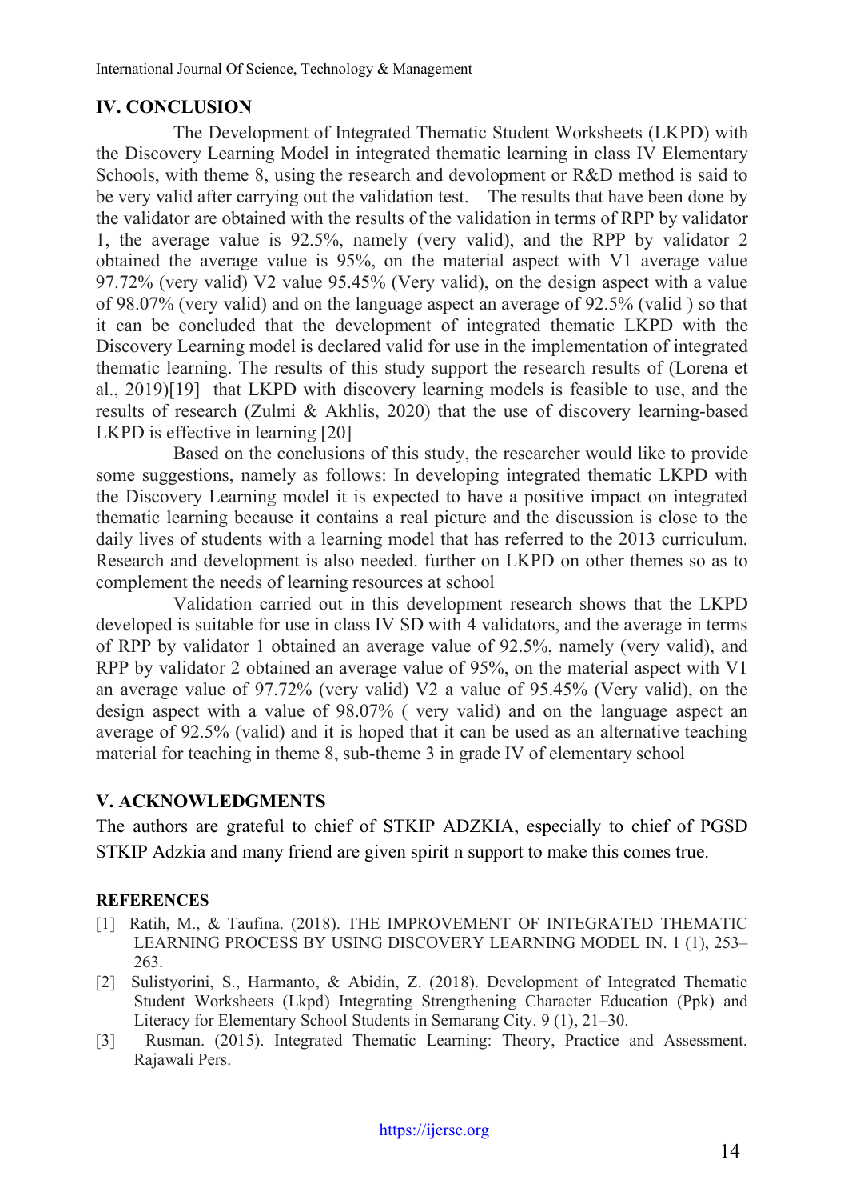## IV. CONCLUSION

The Development of Integrated Thematic Student Worksheets (LKPD) with the Discovery Learning Model in integrated thematic learning in class IV Elementary Schools, with theme 8, using the research and devolopment or R&D method is said to be very valid after carrying out the validation test. The results that have been done by the validator are obtained with the results of the validation in terms of RPP by validator 1, the average value is 92.5%, namely (very valid), and the RPP by validator 2 obtained the average value is 95%, on the material aspect with V1 average value 97.72% (very valid) V2 value 95.45% (Very valid), on the design aspect with a value of 98.07% (very valid) and on the language aspect an average of 92.5% (valid ) so that it can be concluded that the development of integrated thematic LKPD with the Discovery Learning model is declared valid for use in the implementation of integrated thematic learning. The results of this study support the research results of (Lorena et al., 2019)[19] that LKPD with discovery learning models is feasible to use, and the results of research (Zulmi & Akhlis, 2020) that the use of discovery learning-based LKPD is effective in learning [20]

Based on the conclusions of this study, the researcher would like to provide some suggestions, namely as follows: In developing integrated thematic LKPD with the Discovery Learning model it is expected to have a positive impact on integrated thematic learning because it contains a real picture and the discussion is close to the daily lives of students with a learning model that has referred to the 2013 curriculum. Research and development is also needed. further on LKPD on other themes so as to complement the needs of learning resources at school

Validation carried out in this development research shows that the LKPD developed is suitable for use in class IV SD with 4 validators, and the average in terms of RPP by validator 1 obtained an average value of 92.5%, namely (very valid), and RPP by validator 2 obtained an average value of 95%, on the material aspect with V1 an average value of 97.72% (very valid) V2 a value of 95.45% (Very valid), on the design aspect with a value of 98.07% ( very valid) and on the language aspect an average of 92.5% (valid) and it is hoped that it can be used as an alternative teaching material for teaching in theme 8, sub-theme 3 in grade IV of elementary school

## V. ACKNOWLEDGMENTS

The authors are grateful to chief of STKIP ADZKIA, especially to chief of PGSD STKIP Adzkia and many friend are given spirit n support to make this comes true.

### REFERENCES

[1] Ratih, M., & Taufina. (2018). THE IMPROVEMENT OF INTEGRATED THEMATIC LEARNING PROCESS BY USING DISCOVERY LEARNING MODEL IN. 1 (1), 253–263.

[2] Sulistyorini, S., Harmanto, & Abidin, Z. (2018). Development of Integrated Thematic Student Worksheets (Lkpd) Integrating Strengthening Character Education (Ppk) and Literacy for Elementary School Students in Semarang City. 9 (1), 21–30.

[3] Rusman. (2015). Integrated Thematic Learning: Theory, Practice and Assessment. Rajawali Pers.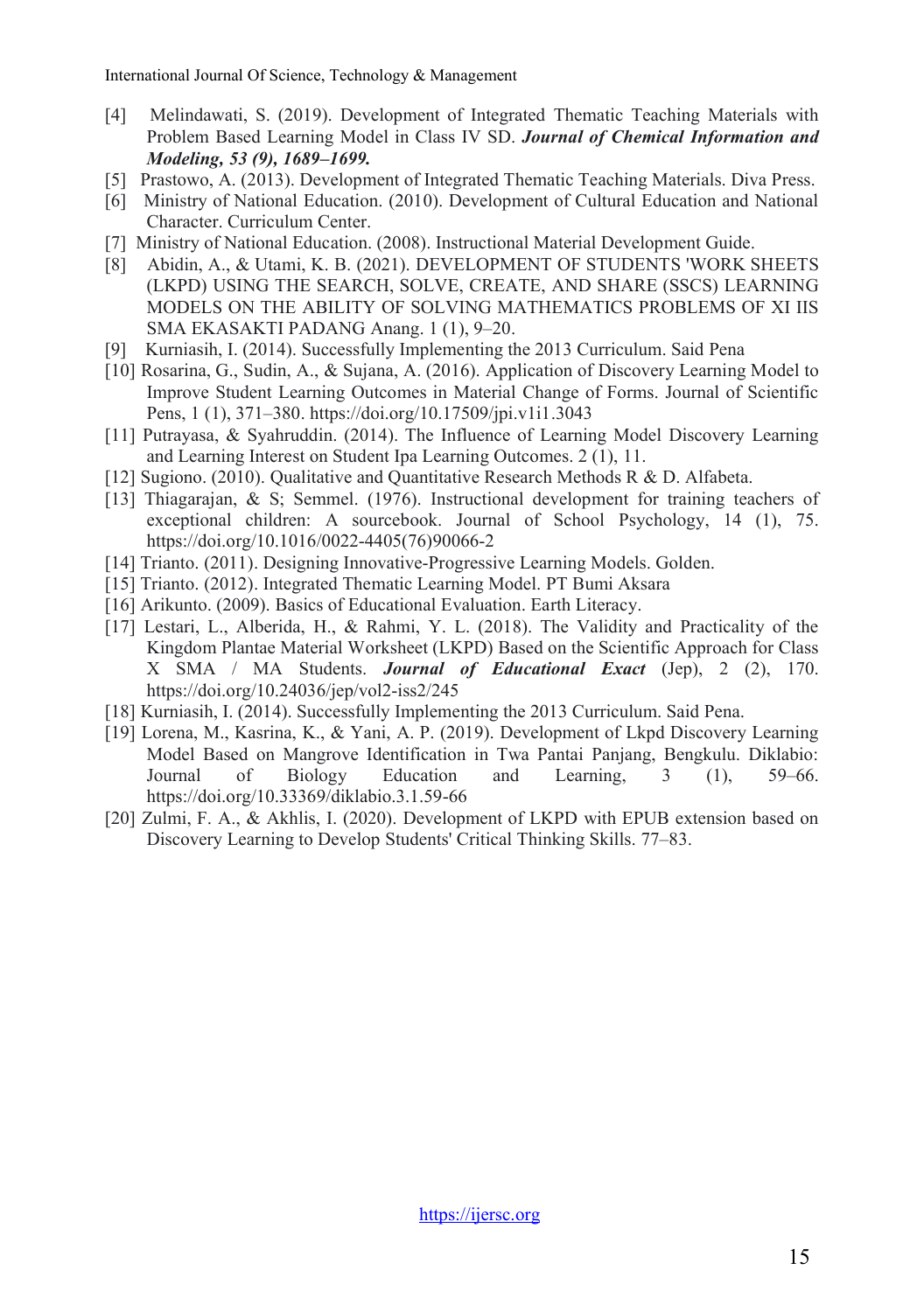- [4] Melindawati, S. (2019). Development of Integrated Thematic Teaching Materials with Problem Based Learning Model in Class IV SD. ***Journal of Chemical Information and Modeling, 53 (9), 1689–1699.***
- [5] Prastowo, A. (2013). Development of Integrated Thematic Teaching Materials. Diva Press.
- [6] Ministry of National Education. (2010). Development of Cultural Education and National Character. Curriculum Center.
- [7] Ministry of National Education. (2008). Instructional Material Development Guide.
- [8] Abidin, A., & Utami, K. B. (2021). DEVELOPMENT OF STUDENTS 'WORK SHEETS (LKPD) USING THE SEARCH, SOLVE, CREATE, AND SHARE (SSCS) LEARNING MODELS ON THE ABILITY OF SOLVING MATHEMATICS PROBLEMS OF XI IIS SMA EKASAKTI PADANG Anang. 1 (1), 9–20.
- [9] Kurniasih, I. (2014). Successfully Implementing the 2013 Curriculum. Said Pena
- [10] Rosarina, G., Sudin, A., & Sujana, A. (2016). Application of Discovery Learning Model to Improve Student Learning Outcomes in Material Change of Forms. Journal of Scientific Pens, 1 (1), 371–380. https://doi.org/10.17509/jpi.v1i1.3043
- [11] Putrayasa, & Syahruddin. (2014). The Influence of Learning Model Discovery Learning and Learning Interest on Student Ipa Learning Outcomes. 2 (1), 11.
- [12] Sugiono. (2010). Qualitative and Quantitative Research Methods R & D. Alfabeta.
- [13] Thiagarajan, & S; Semmel. (1976). Instructional development for training teachers of exceptional children: A sourcebook. Journal of School Psychology, 14 (1), 75. https://doi.org/10.1016/0022-4405(76)90066-2
- [14] Trianto. (2011). Designing Innovative-Progressive Learning Models. Golden.
- [15] Trianto. (2012). Integrated Thematic Learning Model. PT Bumi Aksara
- [16] Arikunto. (2009). Basics of Educational Evaluation. Earth Literacy.
- [17] Lestari, L., Alberida, H., & Rahmi, Y. L. (2018). The Validity and Practicality of the Kingdom Plantae Material Worksheet (LKPD) Based on the Scientific Approach for Class X SMA / MA Students. ***Journal of Educational Exact*** (Jep), 2 (2), 170. https://doi.org/10.24036/jep/vol2-iss2/245
- [18] Kurniasih, I. (2014). Successfully Implementing the 2013 Curriculum. Said Pena.
- [19] Lorena, M., Kasrina, K., & Yani, A. P. (2019). Development of Lkpd Discovery Learning Model Based on Mangrove Identification in Twa Pantai Panjang, Bengkulu. Diklabio: Journal of Biology Education and Learning, 3 (1), 59–66. https://doi.org/10.33369/diklabio.3.1.59-66
- [20] Zulmi, F. A., & Akhlis, I. (2020). Development of LKPD with EPUB extension based on Discovery Learning to Develop Students' Critical Thinking Skills. 77–83.